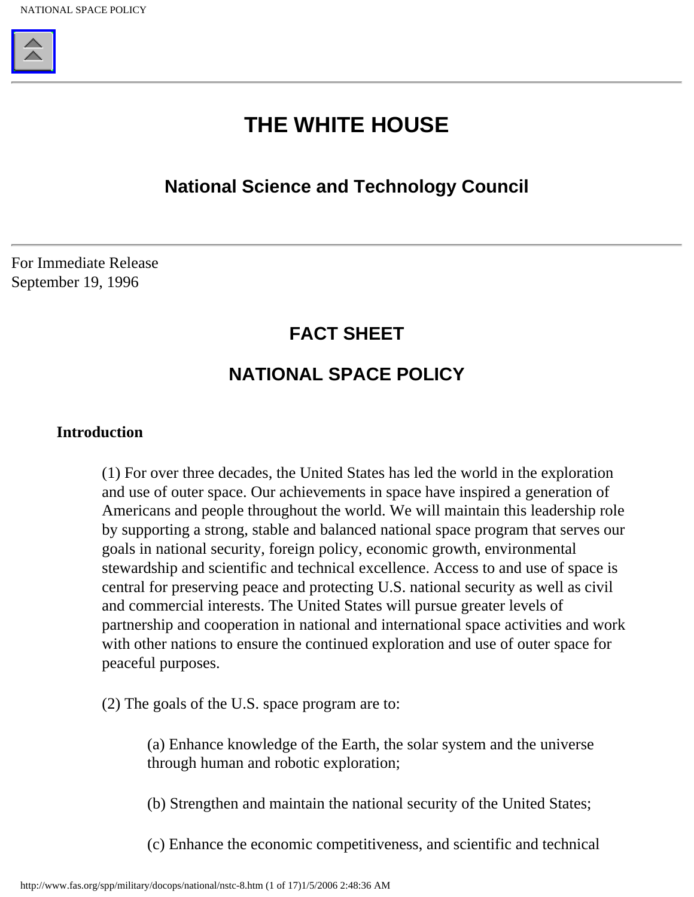# THE WHITE HOUSE

## National Science and Technology Council

For Immediate Release
September 19, 1996

## FACT SHEET

## NATIONAL SPACE POLICY

**Introduction**

(1) For over three decades, the United States has led the world in the exploration and use of outer space. Our achievements in space have inspired a generation of Americans and people throughout the world. We will maintain this leadership role by supporting a strong, stable and balanced national space program that serves our goals in national security, foreign policy, economic growth, environmental stewardship and scientific and technical excellence. Access to and use of space is central for preserving peace and protecting U.S. national security as well as civil and commercial interests. The United States will pursue greater levels of partnership and cooperation in national and international space activities and work with other nations to ensure the continued exploration and use of outer space for peaceful purposes.

(2) The goals of the U.S. space program are to:

(a) Enhance knowledge of the Earth, the solar system and the universe through human and robotic exploration;

(b) Strengthen and maintain the national security of the United States;

(c) Enhance the economic competitiveness, and scientific and technical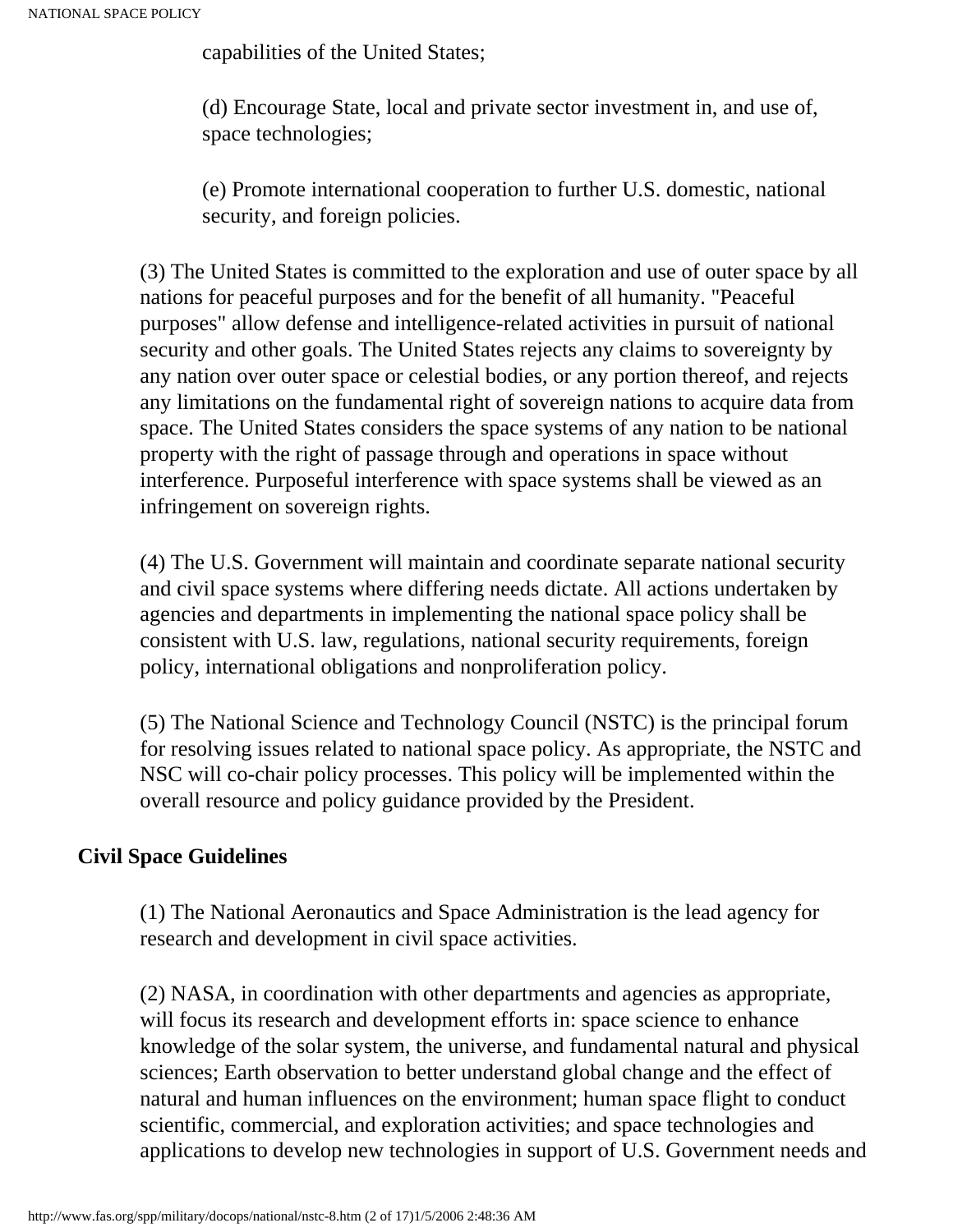capabilities of the United States;

(d) Encourage State, local and private sector investment in, and use of, space technologies;

(e) Promote international cooperation to further U.S. domestic, national security, and foreign policies.

(3) The United States is committed to the exploration and use of outer space by all nations for peaceful purposes and for the benefit of all humanity. "Peaceful purposes" allow defense and intelligence-related activities in pursuit of national security and other goals. The United States rejects any claims to sovereignty by any nation over outer space or celestial bodies, or any portion thereof, and rejects any limitations on the fundamental right of sovereign nations to acquire data from space. The United States considers the space systems of any nation to be national property with the right of passage through and operations in space without interference. Purposeful interference with space systems shall be viewed as an infringement on sovereign rights.

(4) The U.S. Government will maintain and coordinate separate national security and civil space systems where differing needs dictate. All actions undertaken by agencies and departments in implementing the national space policy shall be consistent with U.S. law, regulations, national security requirements, foreign policy, international obligations and nonproliferation policy.

(5) The National Science and Technology Council (NSTC) is the principal forum for resolving issues related to national space policy. As appropriate, the NSTC and NSC will co-chair policy processes. This policy will be implemented within the overall resource and policy guidance provided by the President.

**Civil Space Guidelines**

(1) The National Aeronautics and Space Administration is the lead agency for research and development in civil space activities.

(2) NASA, in coordination with other departments and agencies as appropriate, will focus its research and development efforts in: space science to enhance knowledge of the solar system, the universe, and fundamental natural and physical sciences; Earth observation to better understand global change and the effect of natural and human influences on the environment; human space flight to conduct scientific, commercial, and exploration activities; and space technologies and applications to develop new technologies in support of U.S. Government needs and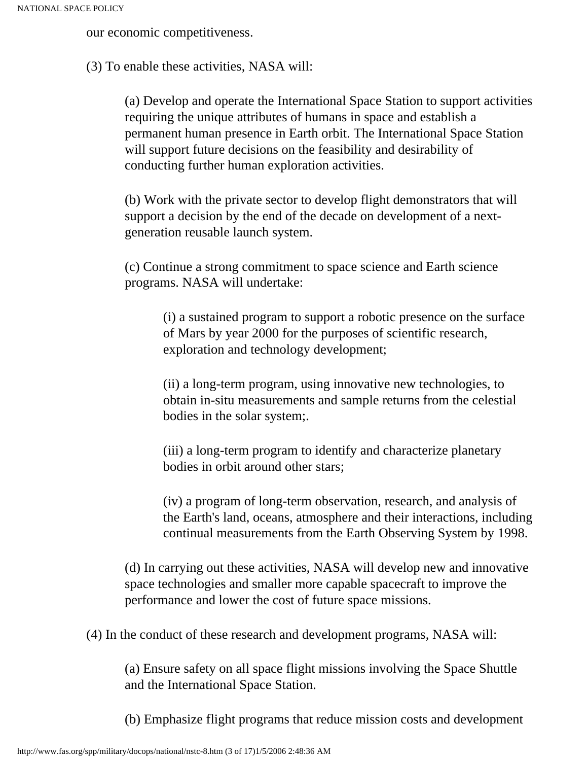our economic competitiveness.

(3) To enable these activities, NASA will:

(a) Develop and operate the International Space Station to support activities requiring the unique attributes of humans in space and establish a permanent human presence in Earth orbit. The International Space Station will support future decisions on the feasibility and desirability of conducting further human exploration activities.

(b) Work with the private sector to develop flight demonstrators that will support a decision by the end of the decade on development of a next-generation reusable launch system.

(c) Continue a strong commitment to space science and Earth science programs. NASA will undertake:

(i) a sustained program to support a robotic presence on the surface of Mars by year 2000 for the purposes of scientific research, exploration and technology development;

(ii) a long-term program, using innovative new technologies, to obtain in-situ measurements and sample returns from the celestial bodies in the solar system;.

(iii) a long-term program to identify and characterize planetary bodies in orbit around other stars;

(iv) a program of long-term observation, research, and analysis of the Earth's land, oceans, atmosphere and their interactions, including continual measurements from the Earth Observing System by 1998.

(d) In carrying out these activities, NASA will develop new and innovative space technologies and smaller more capable spacecraft to improve the performance and lower the cost of future space missions.

(4) In the conduct of these research and development programs, NASA will:

(a) Ensure safety on all space flight missions involving the Space Shuttle and the International Space Station.

(b) Emphasize flight programs that reduce mission costs and development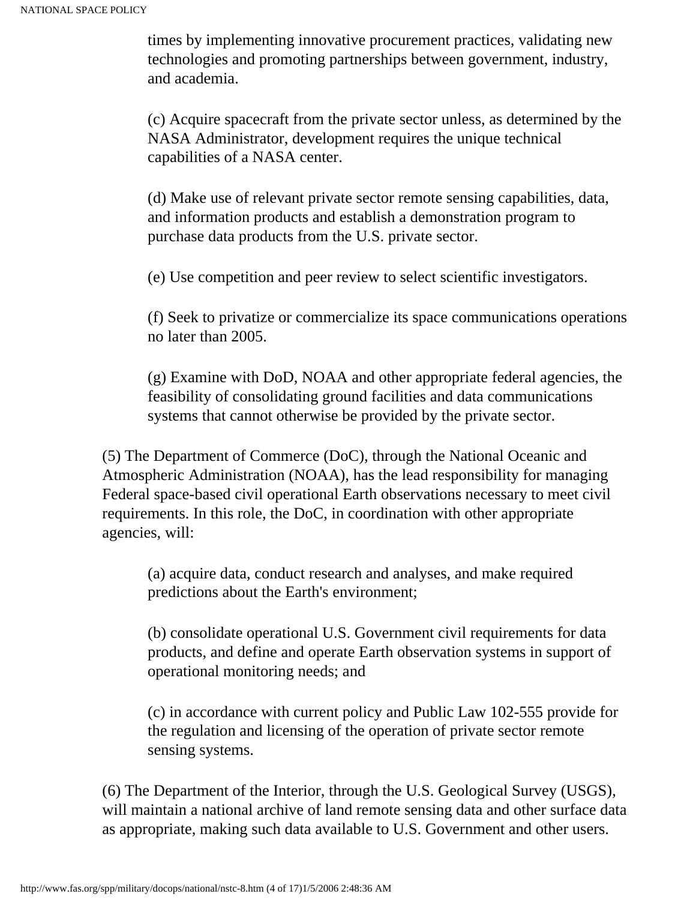times by implementing innovative procurement practices, validating new technologies and promoting partnerships between government, industry, and academia.

(c) Acquire spacecraft from the private sector unless, as determined by the NASA Administrator, development requires the unique technical capabilities of a NASA center.

(d) Make use of relevant private sector remote sensing capabilities, data, and information products and establish a demonstration program to purchase data products from the U.S. private sector.

(e) Use competition and peer review to select scientific investigators.

(f) Seek to privatize or commercialize its space communications operations no later than 2005.

(g) Examine with DoD, NOAA and other appropriate federal agencies, the feasibility of consolidating ground facilities and data communications systems that cannot otherwise be provided by the private sector.

(5) The Department of Commerce (DoC), through the National Oceanic and Atmospheric Administration (NOAA), has the lead responsibility for managing Federal space-based civil operational Earth observations necessary to meet civil requirements. In this role, the DoC, in coordination with other appropriate agencies, will:

(a) acquire data, conduct research and analyses, and make required predictions about the Earth's environment;

(b) consolidate operational U.S. Government civil requirements for data products, and define and operate Earth observation systems in support of operational monitoring needs; and

(c) in accordance with current policy and Public Law 102-555 provide for the regulation and licensing of the operation of private sector remote sensing systems.

(6) The Department of the Interior, through the U.S. Geological Survey (USGS), will maintain a national archive of land remote sensing data and other surface data as appropriate, making such data available to U.S. Government and other users.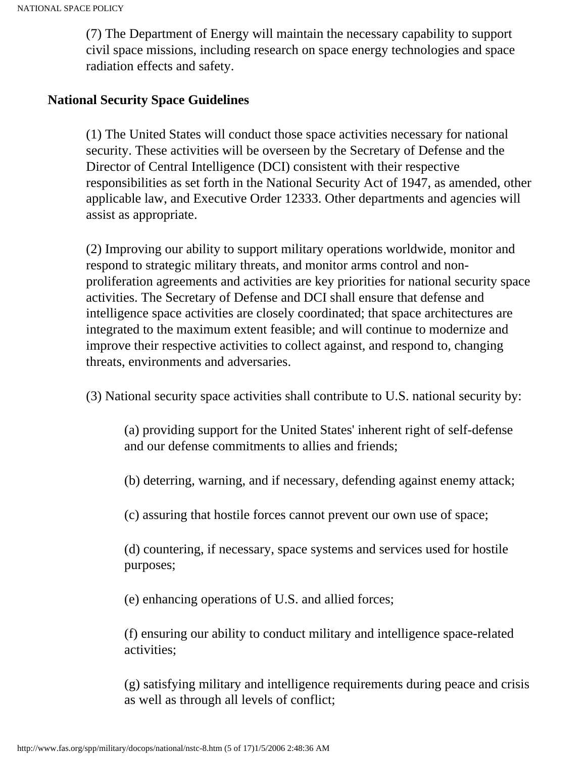(7) The Department of Energy will maintain the necessary capability to support civil space missions, including research on space energy technologies and space radiation effects and safety.

**National Security Space Guidelines**

(1) The United States will conduct those space activities necessary for national security. These activities will be overseen by the Secretary of Defense and the Director of Central Intelligence (DCI) consistent with their respective responsibilities as set forth in the National Security Act of 1947, as amended, other applicable law, and Executive Order 12333. Other departments and agencies will assist as appropriate.

(2) Improving our ability to support military operations worldwide, monitor and respond to strategic military threats, and monitor arms control and non-proliferation agreements and activities are key priorities for national security space activities. The Secretary of Defense and DCI shall ensure that defense and intelligence space activities are closely coordinated; that space architectures are integrated to the maximum extent feasible; and will continue to modernize and improve their respective activities to collect against, and respond to, changing threats, environments and adversaries.

(3) National security space activities shall contribute to U.S. national security by:

(a) providing support for the United States' inherent right of self-defense and our defense commitments to allies and friends;

(b) deterring, warning, and if necessary, defending against enemy attack;

(c) assuring that hostile forces cannot prevent our own use of space;

(d) countering, if necessary, space systems and services used for hostile purposes;

(e) enhancing operations of U.S. and allied forces;

(f) ensuring our ability to conduct military and intelligence space-related activities;

(g) satisfying military and intelligence requirements during peace and crisis as well as through all levels of conflict;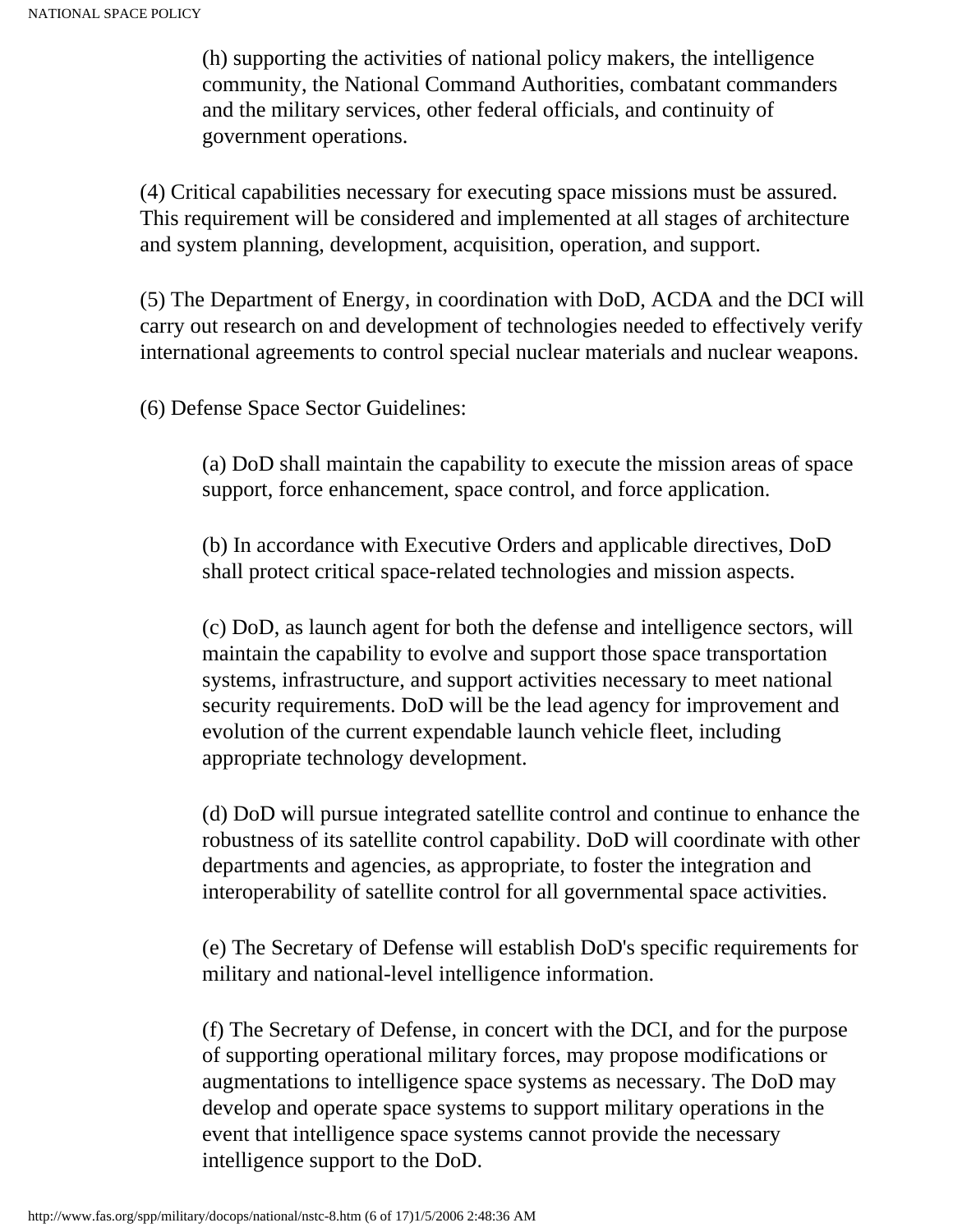(h) supporting the activities of national policy makers, the intelligence community, the National Command Authorities, combatant commanders and the military services, other federal officials, and continuity of government operations.

(4) Critical capabilities necessary for executing space missions must be assured. This requirement will be considered and implemented at all stages of architecture and system planning, development, acquisition, operation, and support.

(5) The Department of Energy, in coordination with DoD, ACDA and the DCI will carry out research on and development of technologies needed to effectively verify international agreements to control special nuclear materials and nuclear weapons.

(6) Defense Space Sector Guidelines:

(a) DoD shall maintain the capability to execute the mission areas of space support, force enhancement, space control, and force application.

(b) In accordance with Executive Orders and applicable directives, DoD shall protect critical space-related technologies and mission aspects.

(c) DoD, as launch agent for both the defense and intelligence sectors, will maintain the capability to evolve and support those space transportation systems, infrastructure, and support activities necessary to meet national security requirements. DoD will be the lead agency for improvement and evolution of the current expendable launch vehicle fleet, including appropriate technology development.

(d) DoD will pursue integrated satellite control and continue to enhance the robustness of its satellite control capability. DoD will coordinate with other departments and agencies, as appropriate, to foster the integration and interoperability of satellite control for all governmental space activities.

(e) The Secretary of Defense will establish DoD's specific requirements for military and national-level intelligence information.

(f) The Secretary of Defense, in concert with the DCI, and for the purpose of supporting operational military forces, may propose modifications or augmentations to intelligence space systems as necessary. The DoD may develop and operate space systems to support military operations in the event that intelligence space systems cannot provide the necessary intelligence support to the DoD.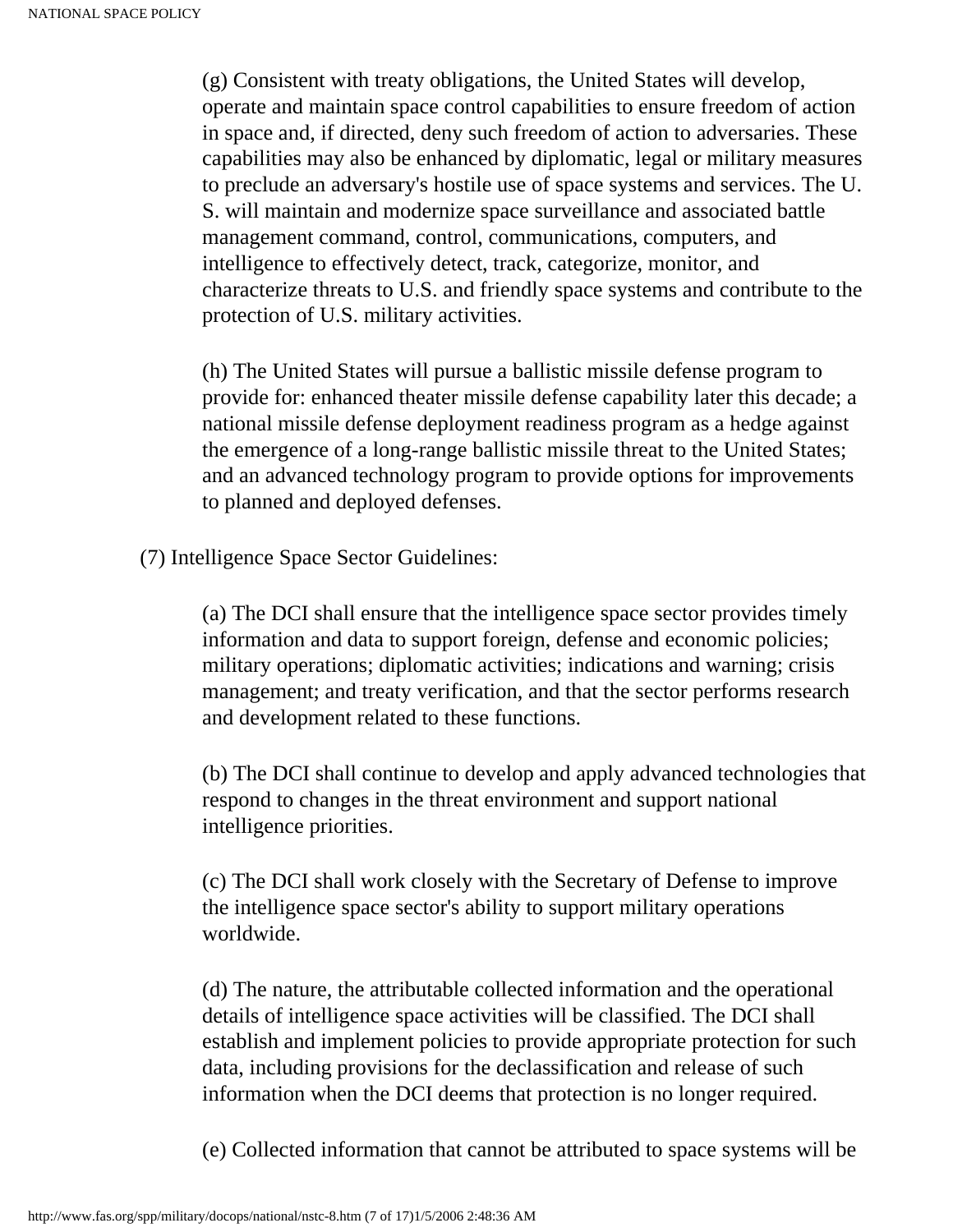(g) Consistent with treaty obligations, the United States will develop, operate and maintain space control capabilities to ensure freedom of action in space and, if directed, deny such freedom of action to adversaries. These capabilities may also be enhanced by diplomatic, legal or military measures to preclude an adversary's hostile use of space systems and services. The U. S. will maintain and modernize space surveillance and associated battle management command, control, communications, computers, and intelligence to effectively detect, track, categorize, monitor, and characterize threats to U.S. and friendly space systems and contribute to the protection of U.S. military activities.

(h) The United States will pursue a ballistic missile defense program to provide for: enhanced theater missile defense capability later this decade; a national missile defense deployment readiness program as a hedge against the emergence of a long-range ballistic missile threat to the United States; and an advanced technology program to provide options for improvements to planned and deployed defenses.

(7) Intelligence Space Sector Guidelines:

(a) The DCI shall ensure that the intelligence space sector provides timely information and data to support foreign, defense and economic policies; military operations; diplomatic activities; indications and warning; crisis management; and treaty verification, and that the sector performs research and development related to these functions.

(b) The DCI shall continue to develop and apply advanced technologies that respond to changes in the threat environment and support national intelligence priorities.

(c) The DCI shall work closely with the Secretary of Defense to improve the intelligence space sector's ability to support military operations worldwide.

(d) The nature, the attributable collected information and the operational details of intelligence space activities will be classified. The DCI shall establish and implement policies to provide appropriate protection for such data, including provisions for the declassification and release of such information when the DCI deems that protection is no longer required.

(e) Collected information that cannot be attributed to space systems will be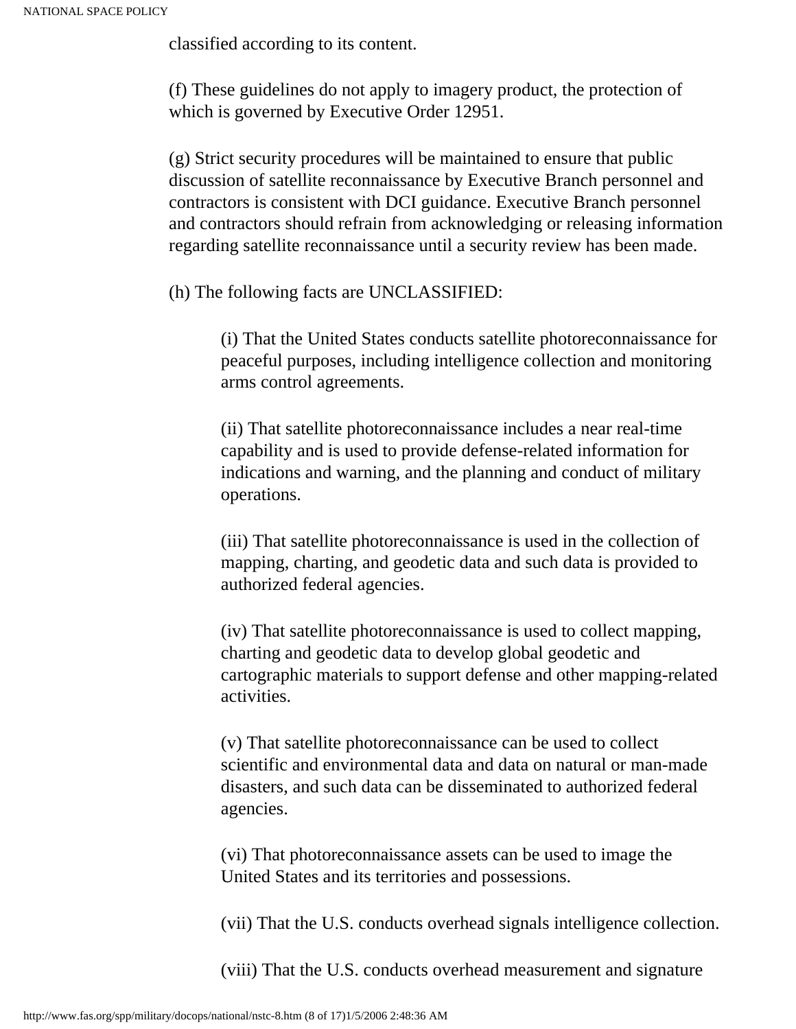classified according to its content.

(f) These guidelines do not apply to imagery product, the protection of which is governed by Executive Order 12951.

(g) Strict security procedures will be maintained to ensure that public discussion of satellite reconnaissance by Executive Branch personnel and contractors is consistent with DCI guidance. Executive Branch personnel and contractors should refrain from acknowledging or releasing information regarding satellite reconnaissance until a security review has been made.

(h) The following facts are UNCLASSIFIED:

> (i) That the United States conducts satellite photoreconnaissance for peaceful purposes, including intelligence collection and monitoring arms control agreements.
>
> (ii) That satellite photoreconnaissance includes a near real-time capability and is used to provide defense-related information for indications and warning, and the planning and conduct of military operations.
>
> (iii) That satellite photoreconnaissance is used in the collection of mapping, charting, and geodetic data and such data is provided to authorized federal agencies.
>
> (iv) That satellite photoreconnaissance is used to collect mapping, charting and geodetic data to develop global geodetic and cartographic materials to support defense and other mapping-related activities.
>
> (v) That satellite photoreconnaissance can be used to collect scientific and environmental data and data on natural or man-made disasters, and such data can be disseminated to authorized federal agencies.
>
> (vi) That photoreconnaissance assets can be used to image the United States and its territories and possessions.
>
> (vii) That the U.S. conducts overhead signals intelligence collection.
>
> (viii) That the U.S. conducts overhead measurement and signature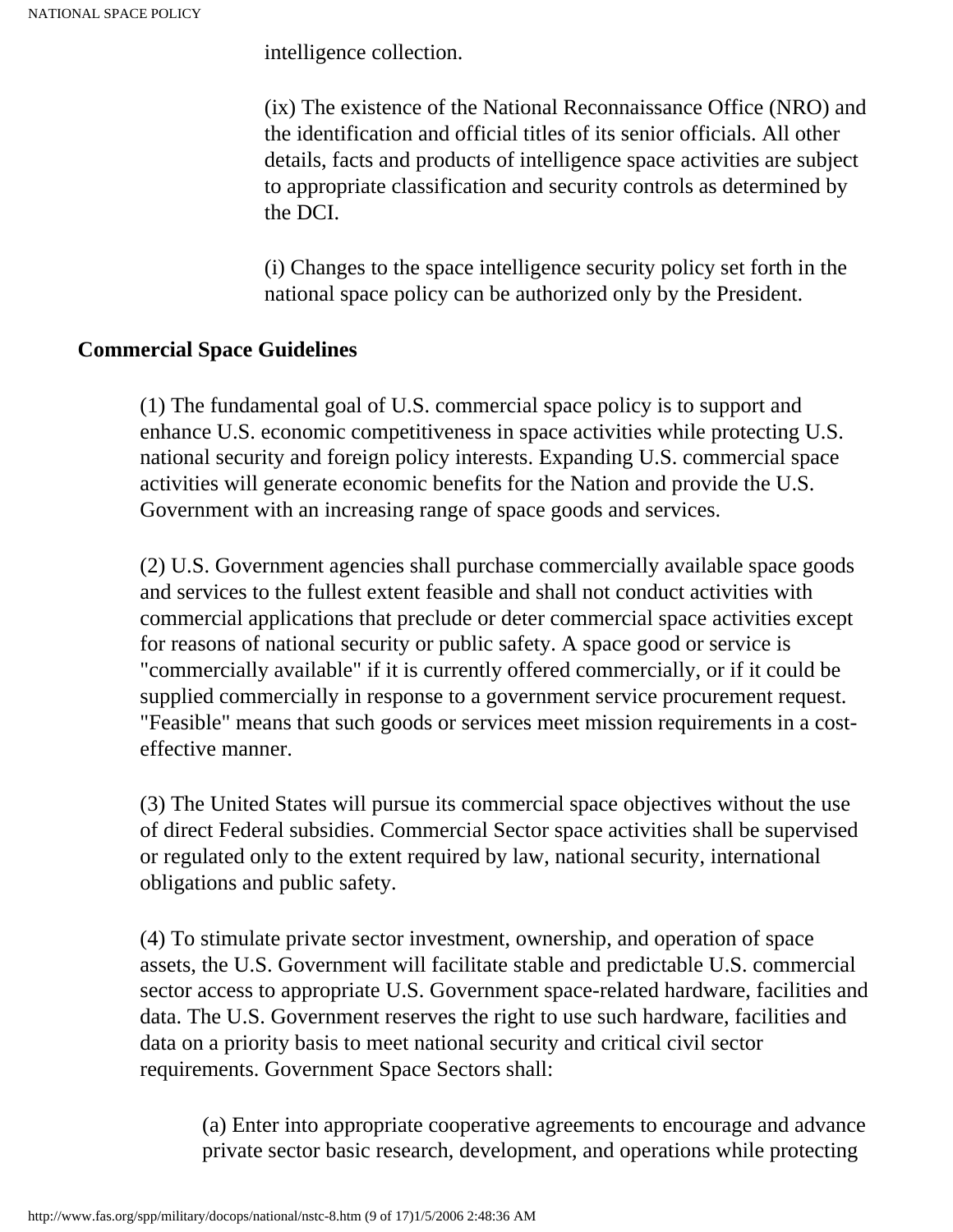intelligence collection.

(ix) The existence of the National Reconnaissance Office (NRO) and the identification and official titles of its senior officials. All other details, facts and products of intelligence space activities are subject to appropriate classification and security controls as determined by the DCI.

(i) Changes to the space intelligence security policy set forth in the national space policy can be authorized only by the President.

**Commercial Space Guidelines**

(1) The fundamental goal of U.S. commercial space policy is to support and enhance U.S. economic competitiveness in space activities while protecting U.S. national security and foreign policy interests. Expanding U.S. commercial space activities will generate economic benefits for the Nation and provide the U.S. Government with an increasing range of space goods and services.

(2) U.S. Government agencies shall purchase commercially available space goods and services to the fullest extent feasible and shall not conduct activities with commercial applications that preclude or deter commercial space activities except for reasons of national security or public safety. A space good or service is "commercially available" if it is currently offered commercially, or if it could be supplied commercially in response to a government service procurement request. "Feasible" means that such goods or services meet mission requirements in a cost-effective manner.

(3) The United States will pursue its commercial space objectives without the use of direct Federal subsidies. Commercial Sector space activities shall be supervised or regulated only to the extent required by law, national security, international obligations and public safety.

(4) To stimulate private sector investment, ownership, and operation of space assets, the U.S. Government will facilitate stable and predictable U.S. commercial sector access to appropriate U.S. Government space-related hardware, facilities and data. The U.S. Government reserves the right to use such hardware, facilities and data on a priority basis to meet national security and critical civil sector requirements. Government Space Sectors shall:

(a) Enter into appropriate cooperative agreements to encourage and advance private sector basic research, development, and operations while protecting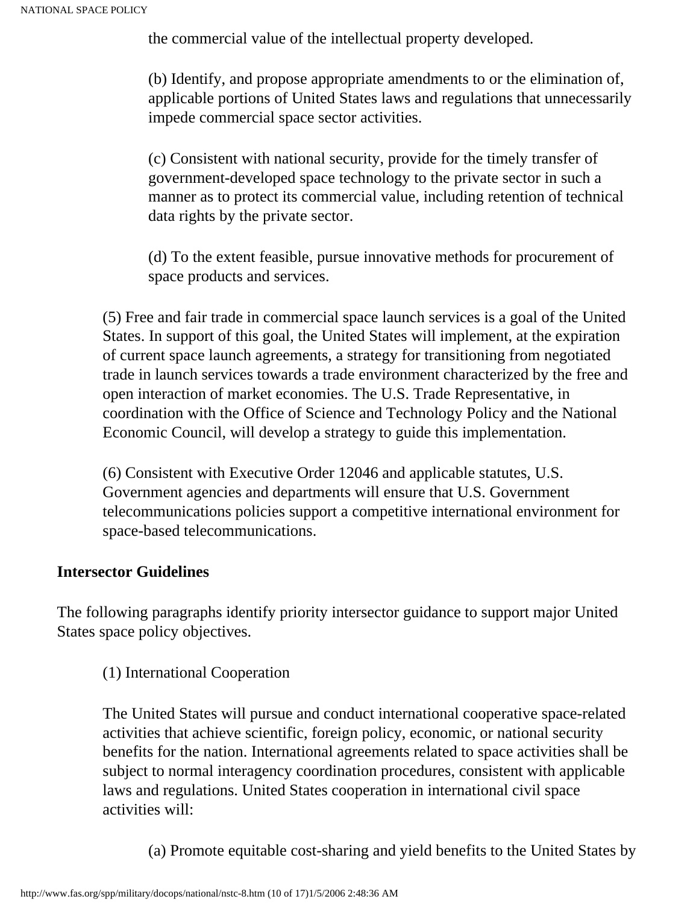the commercial value of the intellectual property developed.

(b) Identify, and propose appropriate amendments to or the elimination of, applicable portions of United States laws and regulations that unnecessarily impede commercial space sector activities.

(c) Consistent with national security, provide for the timely transfer of government-developed space technology to the private sector in such a manner as to protect its commercial value, including retention of technical data rights by the private sector.

(d) To the extent feasible, pursue innovative methods for procurement of space products and services.

(5) Free and fair trade in commercial space launch services is a goal of the United States. In support of this goal, the United States will implement, at the expiration of current space launch agreements, a strategy for transitioning from negotiated trade in launch services towards a trade environment characterized by the free and open interaction of market economies. The U.S. Trade Representative, in coordination with the Office of Science and Technology Policy and the National Economic Council, will develop a strategy to guide this implementation.

(6) Consistent with Executive Order 12046 and applicable statutes, U.S. Government agencies and departments will ensure that U.S. Government telecommunications policies support a competitive international environment for space-based telecommunications.

**Intersector Guidelines**

The following paragraphs identify priority intersector guidance to support major United States space policy objectives.

(1) International Cooperation

The United States will pursue and conduct international cooperative space-related activities that achieve scientific, foreign policy, economic, or national security benefits for the nation. International agreements related to space activities shall be subject to normal interagency coordination procedures, consistent with applicable laws and regulations. United States cooperation in international civil space activities will:

(a) Promote equitable cost-sharing and yield benefits to the United States by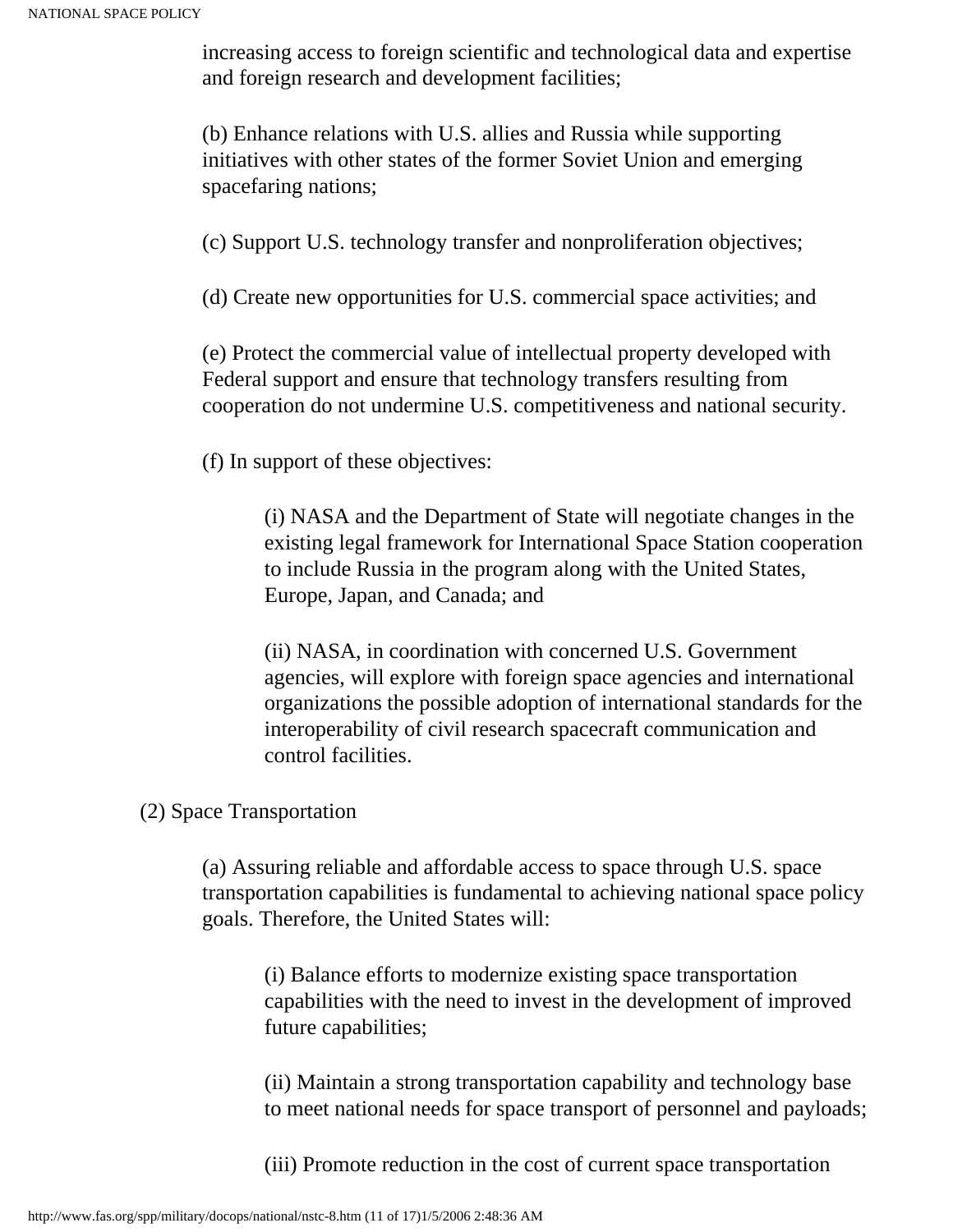increasing access to foreign scientific and technological data and expertise and foreign research and development facilities;

(b) Enhance relations with U.S. allies and Russia while supporting initiatives with other states of the former Soviet Union and emerging spacefaring nations;

(c) Support U.S. technology transfer and nonproliferation objectives;

(d) Create new opportunities for U.S. commercial space activities; and

(e) Protect the commercial value of intellectual property developed with Federal support and ensure that technology transfers resulting from cooperation do not undermine U.S. competitiveness and national security.

(f) In support of these objectives:

> (i) NASA and the Department of State will negotiate changes in the existing legal framework for International Space Station cooperation to include Russia in the program along with the United States, Europe, Japan, and Canada; and
>
> (ii) NASA, in coordination with concerned U.S. Government agencies, will explore with foreign space agencies and international organizations the possible adoption of international standards for the interoperability of civil research spacecraft communication and control facilities.

(2) Space Transportation

(a) Assuring reliable and affordable access to space through U.S. space transportation capabilities is fundamental to achieving national space policy goals. Therefore, the United States will:

> (i) Balance efforts to modernize existing space transportation capabilities with the need to invest in the development of improved future capabilities;
>
> (ii) Maintain a strong transportation capability and technology base to meet national needs for space transport of personnel and payloads;
>
> (iii) Promote reduction in the cost of current space transportation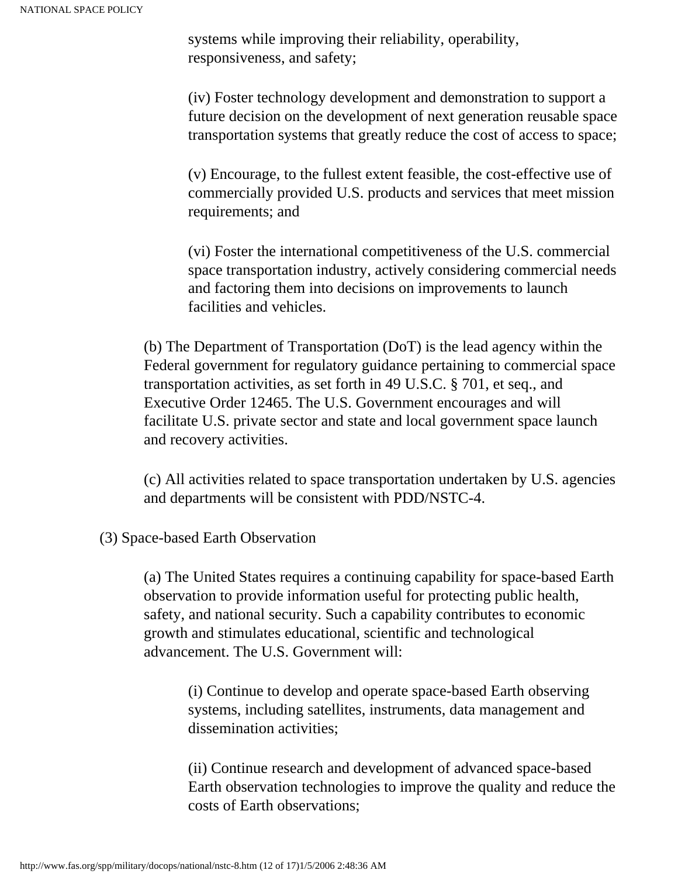systems while improving their reliability, operability, responsiveness, and safety;

(iv) Foster technology development and demonstration to support a future decision on the development of next generation reusable space transportation systems that greatly reduce the cost of access to space;

(v) Encourage, to the fullest extent feasible, the cost-effective use of commercially provided U.S. products and services that meet mission requirements; and

(vi) Foster the international competitiveness of the U.S. commercial space transportation industry, actively considering commercial needs and factoring them into decisions on improvements to launch facilities and vehicles.

(b) The Department of Transportation (DoT) is the lead agency within the Federal government for regulatory guidance pertaining to commercial space transportation activities, as set forth in 49 U.S.C. § 701, et seq., and Executive Order 12465. The U.S. Government encourages and will facilitate U.S. private sector and state and local government space launch and recovery activities.

(c) All activities related to space transportation undertaken by U.S. agencies and departments will be consistent with PDD/NSTC-4.

(3) Space-based Earth Observation

(a) The United States requires a continuing capability for space-based Earth observation to provide information useful for protecting public health, safety, and national security. Such a capability contributes to economic growth and stimulates educational, scientific and technological advancement. The U.S. Government will:

(i) Continue to develop and operate space-based Earth observing systems, including satellites, instruments, data management and dissemination activities;

(ii) Continue research and development of advanced space-based Earth observation technologies to improve the quality and reduce the costs of Earth observations;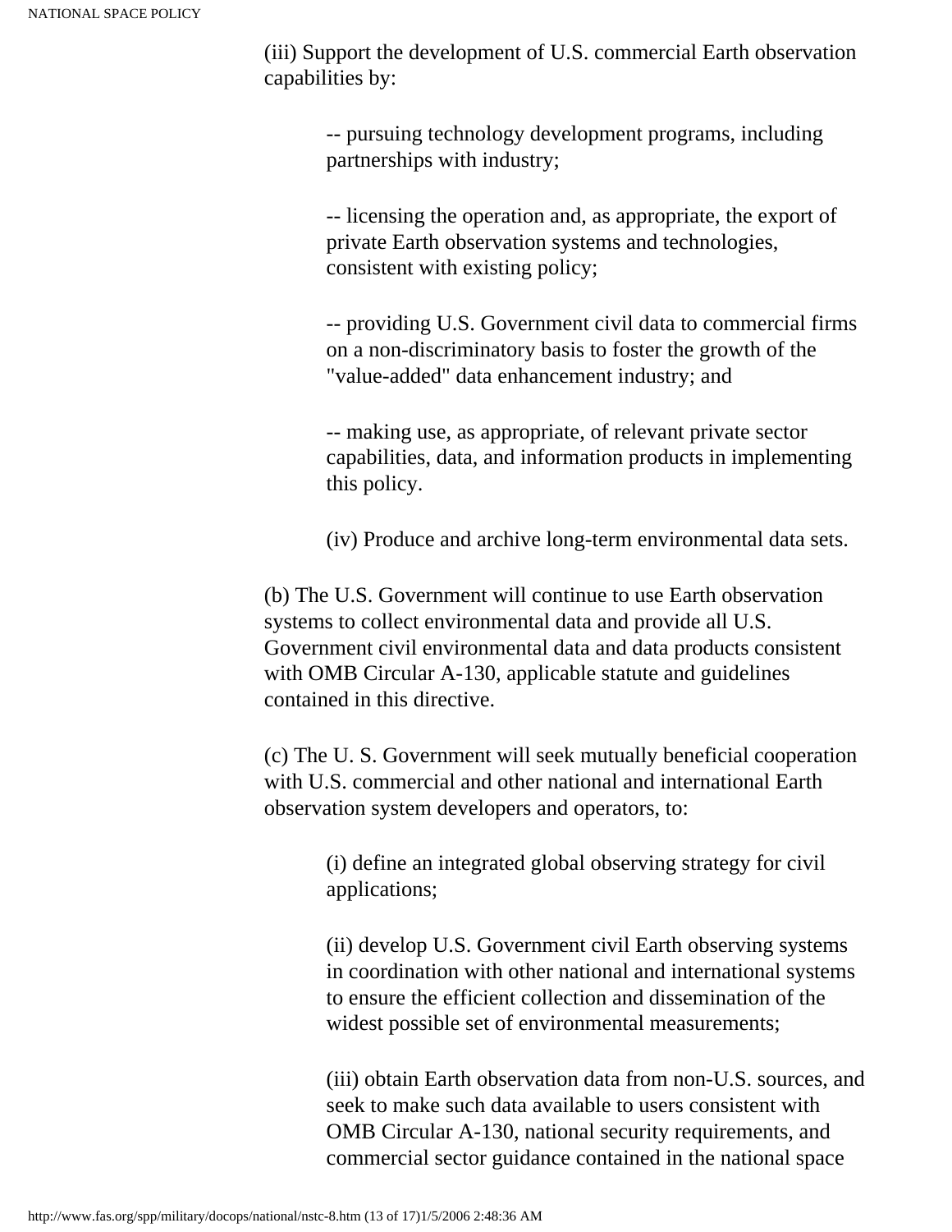(iii) Support the development of U.S. commercial Earth observation capabilities by:

-- pursuing technology development programs, including partnerships with industry;

-- licensing the operation and, as appropriate, the export of private Earth observation systems and technologies, consistent with existing policy;

-- providing U.S. Government civil data to commercial firms on a non-discriminatory basis to foster the growth of the "value-added" data enhancement industry; and

-- making use, as appropriate, of relevant private sector capabilities, data, and information products in implementing this policy.

(iv) Produce and archive long-term environmental data sets.

(b) The U.S. Government will continue to use Earth observation systems to collect environmental data and provide all U.S. Government civil environmental data and data products consistent with OMB Circular A-130, applicable statute and guidelines contained in this directive.

(c) The U. S. Government will seek mutually beneficial cooperation with U.S. commercial and other national and international Earth observation system developers and operators, to:

(i) define an integrated global observing strategy for civil applications;

(ii) develop U.S. Government civil Earth observing systems in coordination with other national and international systems to ensure the efficient collection and dissemination of the widest possible set of environmental measurements;

(iii) obtain Earth observation data from non-U.S. sources, and seek to make such data available to users consistent with OMB Circular A-130, national security requirements, and commercial sector guidance contained in the national space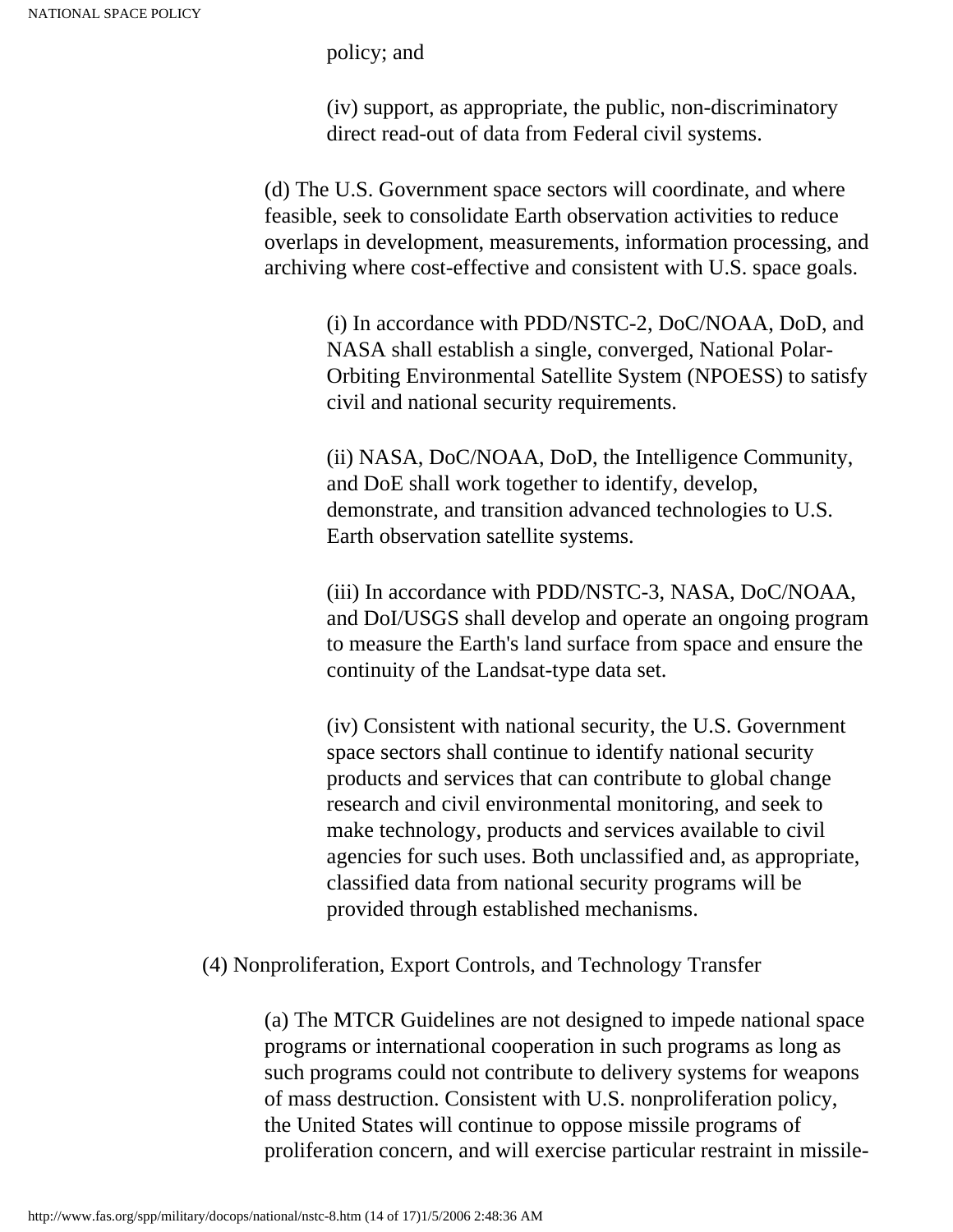policy; and

(iv) support, as appropriate, the public, non-discriminatory direct read-out of data from Federal civil systems.

(d) The U.S. Government space sectors will coordinate, and where feasible, seek to consolidate Earth observation activities to reduce overlaps in development, measurements, information processing, and archiving where cost-effective and consistent with U.S. space goals.

(i) In accordance with PDD/NSTC-2, DoC/NOAA, DoD, and NASA shall establish a single, converged, National Polar-Orbiting Environmental Satellite System (NPOESS) to satisfy civil and national security requirements.

(ii) NASA, DoC/NOAA, DoD, the Intelligence Community, and DoE shall work together to identify, develop, demonstrate, and transition advanced technologies to U.S. Earth observation satellite systems.

(iii) In accordance with PDD/NSTC-3, NASA, DoC/NOAA, and DoI/USGS shall develop and operate an ongoing program to measure the Earth's land surface from space and ensure the continuity of the Landsat-type data set.

(iv) Consistent with national security, the U.S. Government space sectors shall continue to identify national security products and services that can contribute to global change research and civil environmental monitoring, and seek to make technology, products and services available to civil agencies for such uses. Both unclassified and, as appropriate, classified data from national security programs will be provided through established mechanisms.

(4) Nonproliferation, Export Controls, and Technology Transfer

(a) The MTCR Guidelines are not designed to impede national space programs or international cooperation in such programs as long as such programs could not contribute to delivery systems for weapons of mass destruction. Consistent with U.S. nonproliferation policy, the United States will continue to oppose missile programs of proliferation concern, and will exercise particular restraint in missile-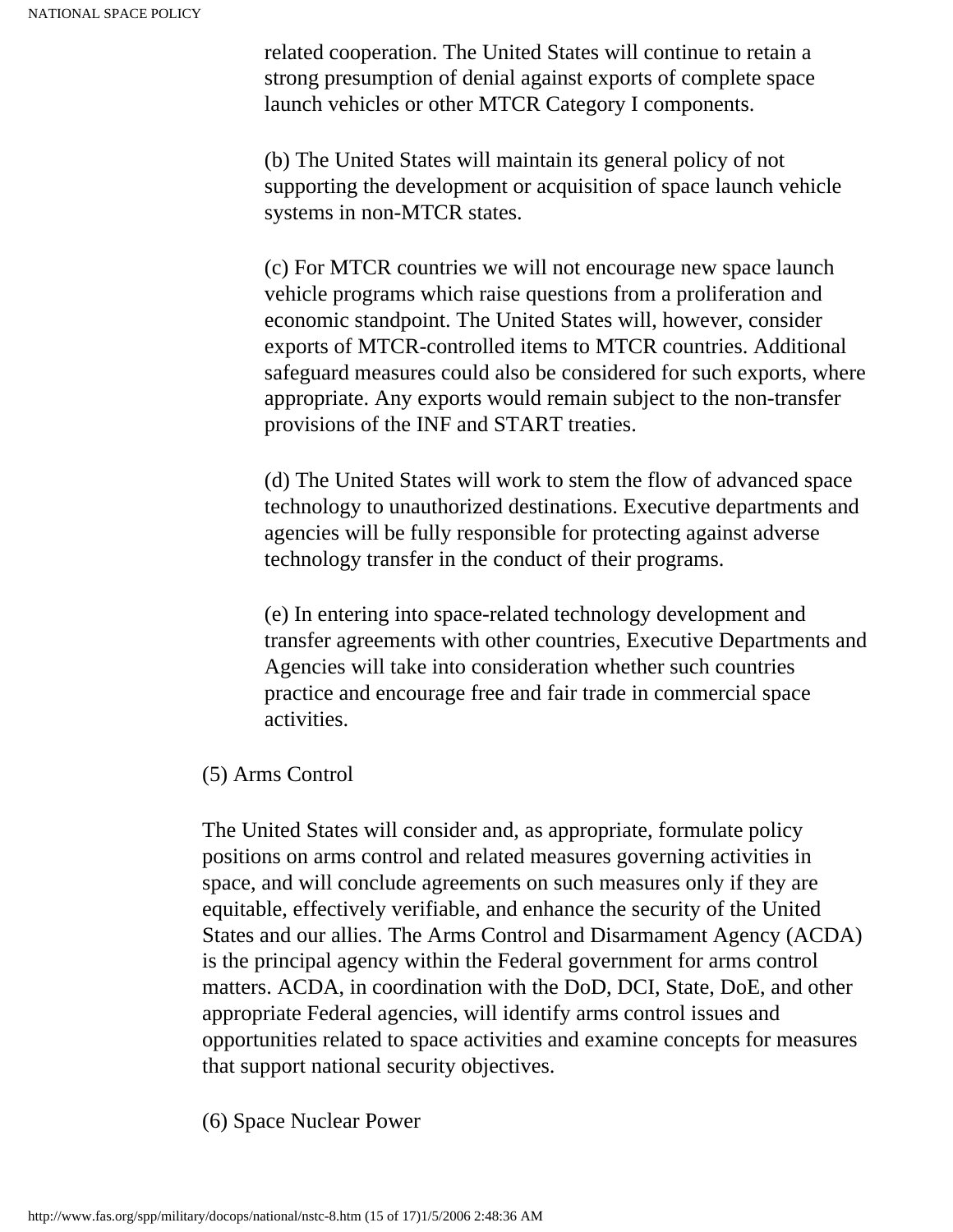related cooperation. The United States will continue to retain a strong presumption of denial against exports of complete space launch vehicles or other MTCR Category I components.

(b) The United States will maintain its general policy of not supporting the development or acquisition of space launch vehicle systems in non-MTCR states.

(c) For MTCR countries we will not encourage new space launch vehicle programs which raise questions from a proliferation and economic standpoint. The United States will, however, consider exports of MTCR-controlled items to MTCR countries. Additional safeguard measures could also be considered for such exports, where appropriate. Any exports would remain subject to the non-transfer provisions of the INF and START treaties.

(d) The United States will work to stem the flow of advanced space technology to unauthorized destinations. Executive departments and agencies will be fully responsible for protecting against adverse technology transfer in the conduct of their programs.

(e) In entering into space-related technology development and transfer agreements with other countries, Executive Departments and Agencies will take into consideration whether such countries practice and encourage free and fair trade in commercial space activities.

(5) Arms Control

The United States will consider and, as appropriate, formulate policy positions on arms control and related measures governing activities in space, and will conclude agreements on such measures only if they are equitable, effectively verifiable, and enhance the security of the United States and our allies. The Arms Control and Disarmament Agency (ACDA) is the principal agency within the Federal government for arms control matters. ACDA, in coordination with the DoD, DCI, State, DoE, and other appropriate Federal agencies, will identify arms control issues and opportunities related to space activities and examine concepts for measures that support national security objectives.

(6) Space Nuclear Power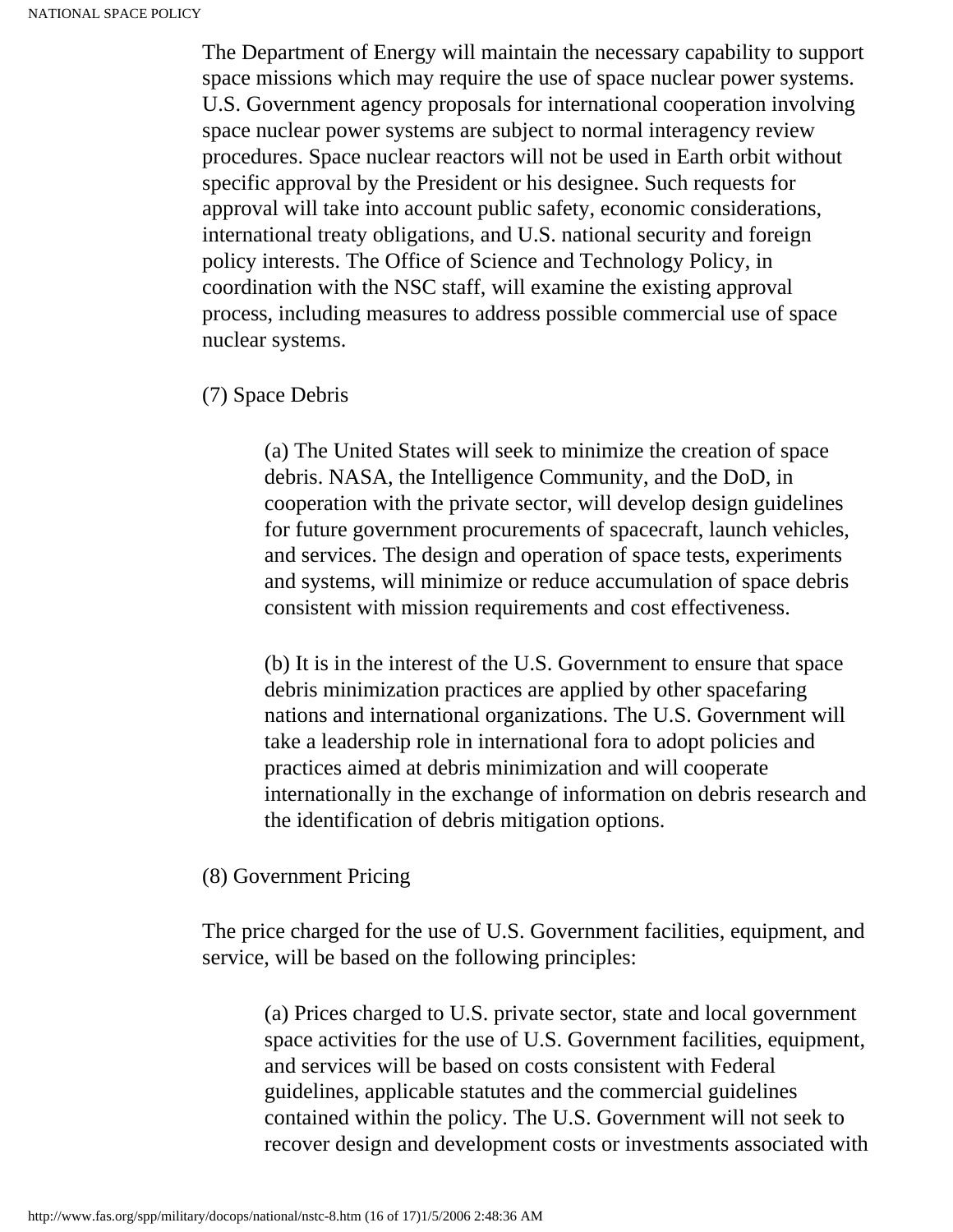The Department of Energy will maintain the necessary capability to support space missions which may require the use of space nuclear power systems. U.S. Government agency proposals for international cooperation involving space nuclear power systems are subject to normal interagency review procedures. Space nuclear reactors will not be used in Earth orbit without specific approval by the President or his designee. Such requests for approval will take into account public safety, economic considerations, international treaty obligations, and U.S. national security and foreign policy interests. The Office of Science and Technology Policy, in coordination with the NSC staff, will examine the existing approval process, including measures to address possible commercial use of space nuclear systems.

(7) Space Debris

> (a) The United States will seek to minimize the creation of space debris. NASA, the Intelligence Community, and the DoD, in cooperation with the private sector, will develop design guidelines for future government procurements of spacecraft, launch vehicles, and services. The design and operation of space tests, experiments and systems, will minimize or reduce accumulation of space debris consistent with mission requirements and cost effectiveness.
>
> (b) It is in the interest of the U.S. Government to ensure that space debris minimization practices are applied by other spacefaring nations and international organizations. The U.S. Government will take a leadership role in international fora to adopt policies and practices aimed at debris minimization and will cooperate internationally in the exchange of information on debris research and the identification of debris mitigation options.

(8) Government Pricing

The price charged for the use of U.S. Government facilities, equipment, and service, will be based on the following principles:

> (a) Prices charged to U.S. private sector, state and local government space activities for the use of U.S. Government facilities, equipment, and services will be based on costs consistent with Federal guidelines, applicable statutes and the commercial guidelines contained within the policy. The U.S. Government will not seek to recover design and development costs or investments associated with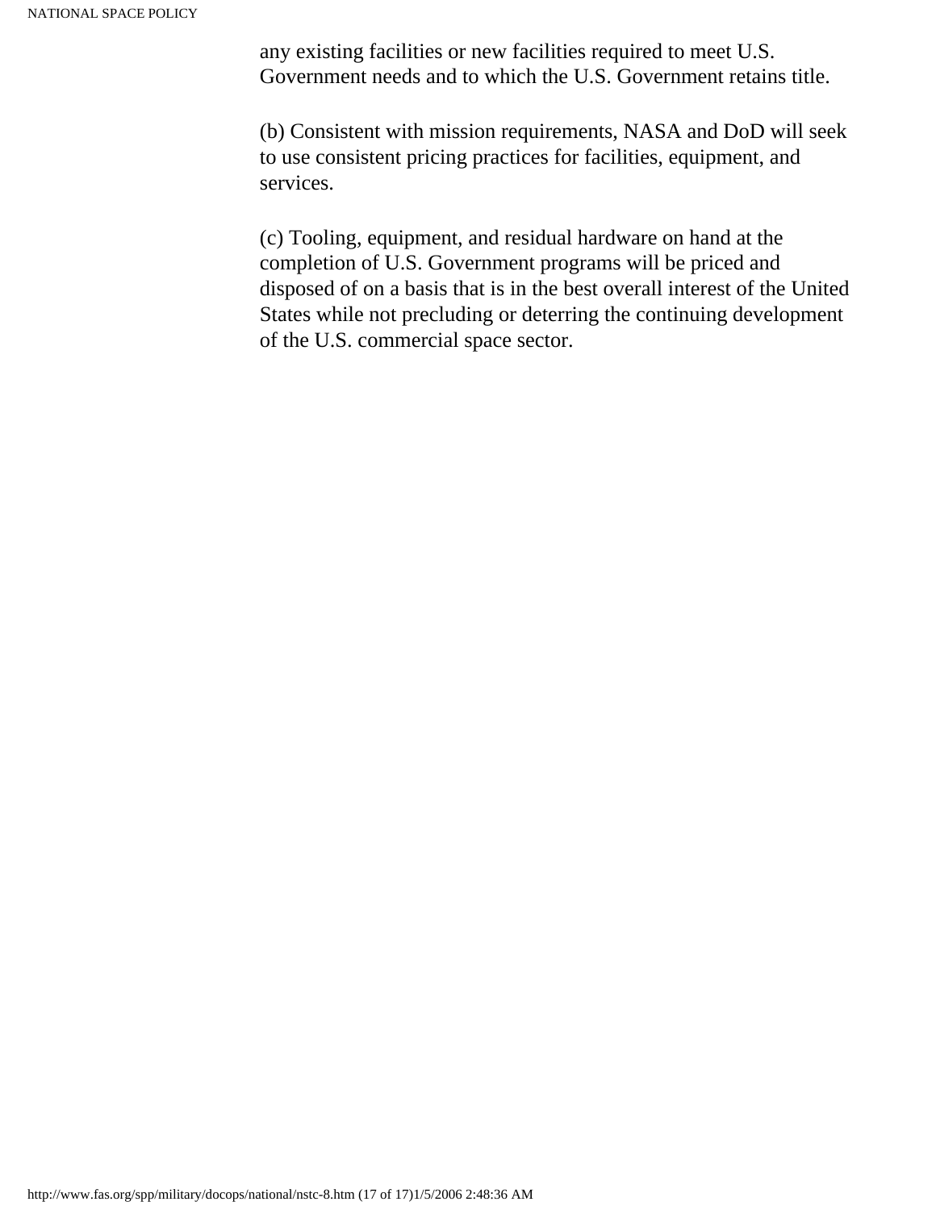any existing facilities or new facilities required to meet U.S. Government needs and to which the U.S. Government retains title.

(b) Consistent with mission requirements, NASA and DoD will seek to use consistent pricing practices for facilities, equipment, and services.

(c) Tooling, equipment, and residual hardware on hand at the completion of U.S. Government programs will be priced and disposed of on a basis that is in the best overall interest of the United States while not precluding or deterring the continuing development of the U.S. commercial space sector.